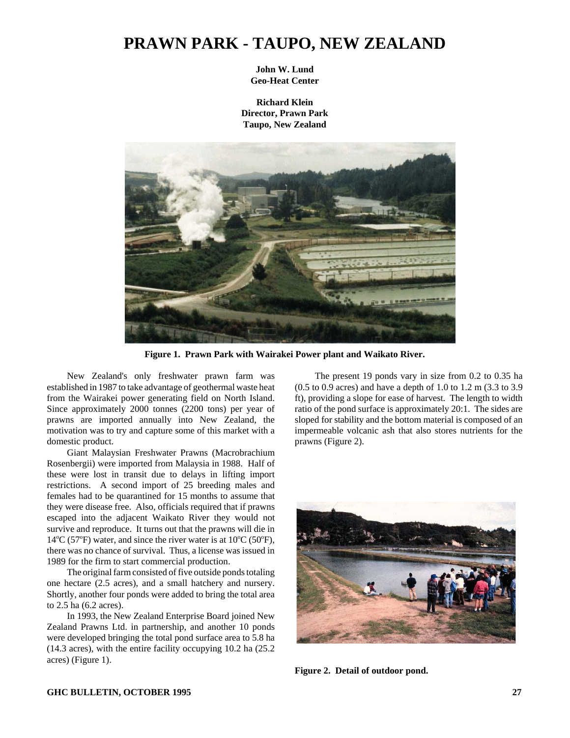# PRAWN PARK - TAUPO, NEW ZEALAND

**John W. Lund**
**Geo-Heat Center**

**Richard Klein**
**Director, Prawn Park**
**Taupo, New Zealand**

**Figure 1. Prawn Park with Wairakei Power plant and Waikato River.**

New Zealand's only freshwater prawn farm was established in 1987 to take advantage of geothermal waste heat from the Wairakei power generating field on North Island. Since approximately 2000 tonnes (2200 tons) per year of prawns are imported annually into New Zealand, the motivation was to try and capture some of this market with a domestic product.

Giant Malaysian Freshwater Prawns (Macrobrachium Rosenbergii) were imported from Malaysia in 1988. Half of these were lost in transit due to delays in lifting import restrictions. A second import of 25 breeding males and females had to be quarantined for 15 months to assume that they were disease free. Also, officials required that if prawns escaped into the adjacent Waikato River they would not survive and reproduce. It turns out that the prawns will die in 14°C (57°F) water, and since the river water is at 10°C (50°F), there was no chance of survival. Thus, a license was issued in 1989 for the firm to start commercial production.

The original farm consisted of five outside ponds totaling one hectare (2.5 acres), and a small hatchery and nursery. Shortly, another four ponds were added to bring the total area to 2.5 ha (6.2 acres).

In 1993, the New Zealand Enterprise Board joined New Zealand Prawns Ltd. in partnership, and another 10 ponds were developed bringing the total pond surface area to 5.8 ha (14.3 acres), with the entire facility occupying 10.2 ha (25.2 acres) (Figure 1).

The present 19 ponds vary in size from 0.2 to 0.35 ha (0.5 to 0.9 acres) and have a depth of 1.0 to 1.2 m (3.3 to 3.9 ft), providing a slope for ease of harvest. The length to width ratio of the pond surface is approximately 20:1. The sides are sloped for stability and the bottom material is composed of an impermeable volcanic ash that also stores nutrients for the prawns (Figure 2).

**Figure 2. Detail of outdoor pond.**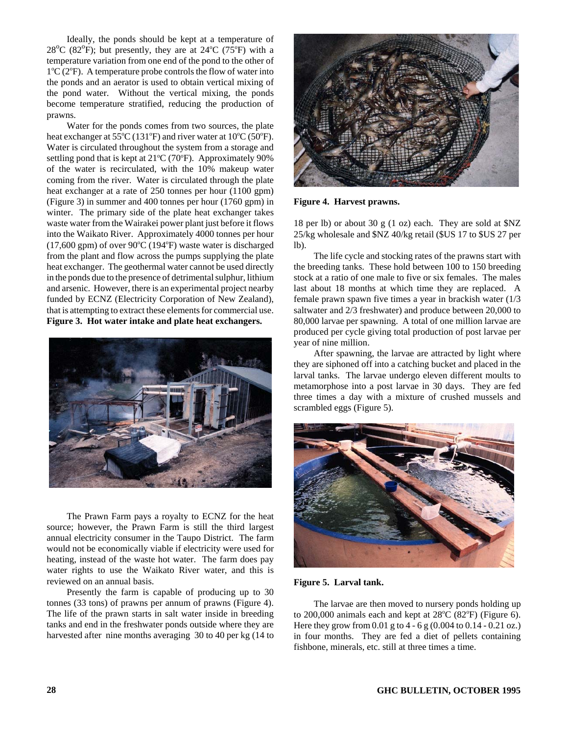Ideally, the ponds should be kept at a temperature of 28°C (82°F); but presently, they are at 24°C (75°F) with a temperature variation from one end of the pond to the other of 1°C (2°F). A temperature probe controls the flow of water into the ponds and an aerator is used to obtain vertical mixing of the pond water. Without the vertical mixing, the ponds become temperature stratified, reducing the production of prawns.

Water for the ponds comes from two sources, the plate heat exchanger at 55°C (131°F) and river water at 10°C (50°F). Water is circulated throughout the system from a storage and settling pond that is kept at 21°C (70°F). Approximately 90% of the water is recirculated, with the 10% makeup water coming from the river. Water is circulated through the plate heat exchanger at a rate of 250 tonnes per hour (1100 gpm) (Figure 3) in summer and 400 tonnes per hour (1760 gpm) in winter. The primary side of the plate heat exchanger takes waste water from the Wairakei power plant just before it flows into the Waikato River. Approximately 4000 tonnes per hour (17,600 gpm) of over 90°C (194°F) waste water is discharged from the plant and flow across the pumps supplying the plate heat exchanger. The geothermal water cannot be used directly in the ponds due to the presence of detrimental sulphur, lithium and arsenic. However, there is an experimental project nearby funded by ECNZ (Electricity Corporation of New Zealand), that is attempting to extract these elements for commercial use.

**Figure 3. Hot water intake and plate heat exchangers.**

The Prawn Farm pays a royalty to ECNZ for the heat source; however, the Prawn Farm is still the third largest annual electricity consumer in the Taupo District. The farm would not be economically viable if electricity were used for heating, instead of the waste hot water. The farm does pay water rights to use the Waikato River water, and this is reviewed on an annual basis.

Presently the farm is capable of producing up to 30 tonnes (33 tons) of prawns per annum of prawns (Figure 4). The life of the prawn starts in salt water inside in breeding tanks and end in the freshwater ponds outside where they are harvested after nine months averaging 30 to 40 per kg (14 to 18 per lb) or about 30 g (1 oz) each. They are sold at $NZ 25/kg wholesale and $NZ 40/kg retail ($US 17 to $US 27 per lb).

**Figure 4. Harvest prawns.**

The life cycle and stocking rates of the prawns start with the breeding tanks. These hold between 100 to 150 breeding stock at a ratio of one male to five or six females. The males last about 18 months at which time they are replaced. A female prawn spawn five times a year in brackish water (1/3 saltwater and 2/3 freshwater) and produce between 20,000 to 80,000 larvae per spawning. A total of one million larvae are produced per cycle giving total production of post larvae per year of nine million.

After spawning, the larvae are attracted by light where they are siphoned off into a catching bucket and placed in the larval tanks. The larvae undergo eleven different moults to metamorphose into a post larvae in 30 days. They are fed three times a day with a mixture of crushed mussels and scrambled eggs (Figure 5).

**Figure 5. Larval tank.**

The larvae are then moved to nursery ponds holding up to 200,000 animals each and kept at 28°C (82°F) (Figure 6). Here they grow from 0.01 g to 4 - 6 g (0.004 to 0.14 - 0.21 oz.) in four months. They are fed a diet of pellets containing fishbone, minerals, etc. still at three times a time.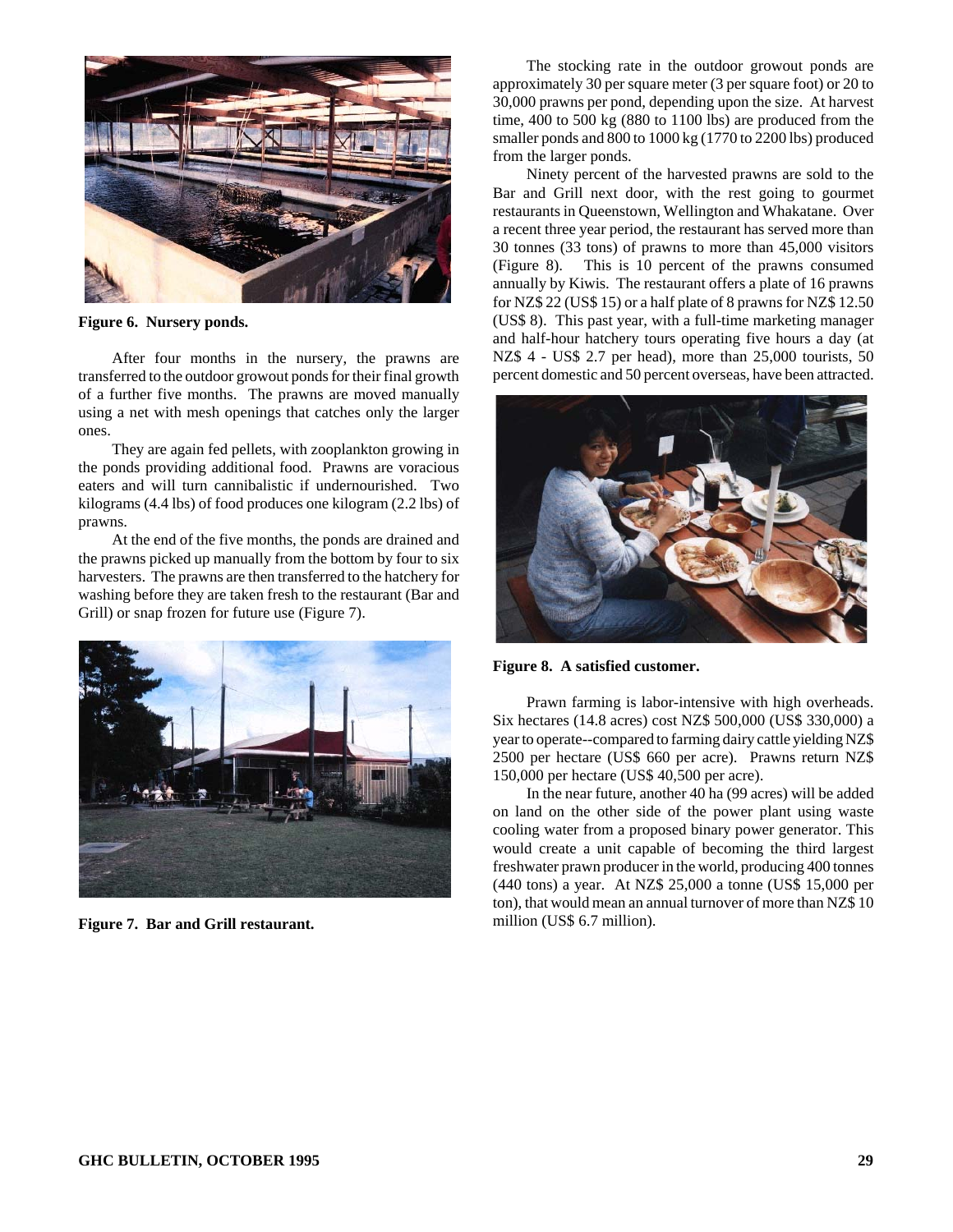Figure 6. Nursery ponds.

After four months in the nursery, the prawns are transferred to the outdoor growout ponds for their final growth of a further five months. The prawns are moved manually using a net with mesh openings that catches only the larger ones.

They are again fed pellets, with zooplankton growing in the ponds providing additional food. Prawns are voracious eaters and will turn cannibalistic if undernourished. Two kilograms (4.4 lbs) of food produces one kilogram (2.2 lbs) of prawns.

At the end of the five months, the ponds are drained and the prawns picked up manually from the bottom by four to six harvesters. The prawns are then transferred to the hatchery for washing before they are taken fresh to the restaurant (Bar and Grill) or snap frozen for future use (Figure 7).

Figure 7. Bar and Grill restaurant.

The stocking rate in the outdoor growout ponds are approximately 30 per square meter (3 per square foot) or 20 to 30,000 prawns per pond, depending upon the size. At harvest time, 400 to 500 kg (880 to 1100 lbs) are produced from the smaller ponds and 800 to 1000 kg (1770 to 2200 lbs) produced from the larger ponds.

Ninety percent of the harvested prawns are sold to the Bar and Grill next door, with the rest going to gourmet restaurants in Queenstown, Wellington and Whakatane. Over a recent three year period, the restaurant has served more than 30 tonnes (33 tons) of prawns to more than 45,000 visitors (Figure 8). This is 10 percent of the prawns consumed annually by Kiwis. The restaurant offers a plate of 16 prawns for NZ$ 22 (US$ 15) or a half plate of 8 prawns for NZ$ 12.50 (US$ 8). This past year, with a full-time marketing manager and half-hour hatchery tours operating five hours a day (at NZ$ 4 - US$ 2.7 per head), more than 25,000 tourists, 50 percent domestic and 50 percent overseas, have been attracted.

Figure 8. A satisfied customer.

Prawn farming is labor-intensive with high overheads. Six hectares (14.8 acres) cost NZ$ 500,000 (US$ 330,000) a year to operate--compared to farming dairy cattle yielding NZ$ 2500 per hectare (US$ 660 per acre). Prawns return NZ$ 150,000 per hectare (US$ 40,500 per acre).

In the near future, another 40 ha (99 acres) will be added on land on the other side of the power plant using waste cooling water from a proposed binary power generator. This would create a unit capable of becoming the third largest freshwater prawn producer in the world, producing 400 tonnes (440 tons) a year. At NZ$ 25,000 a tonne (US$ 15,000 per ton), that would mean an annual turnover of more than NZ$ 10 million (US$ 6.7 million).